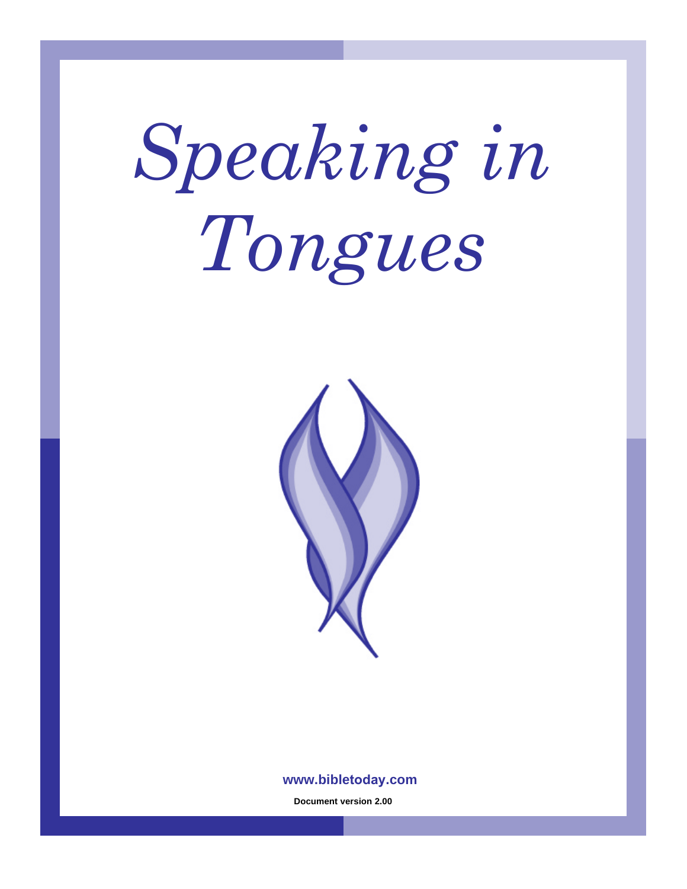# *Speaking in Tongues*

**www.bibletoday.com**

**Document version 2.00**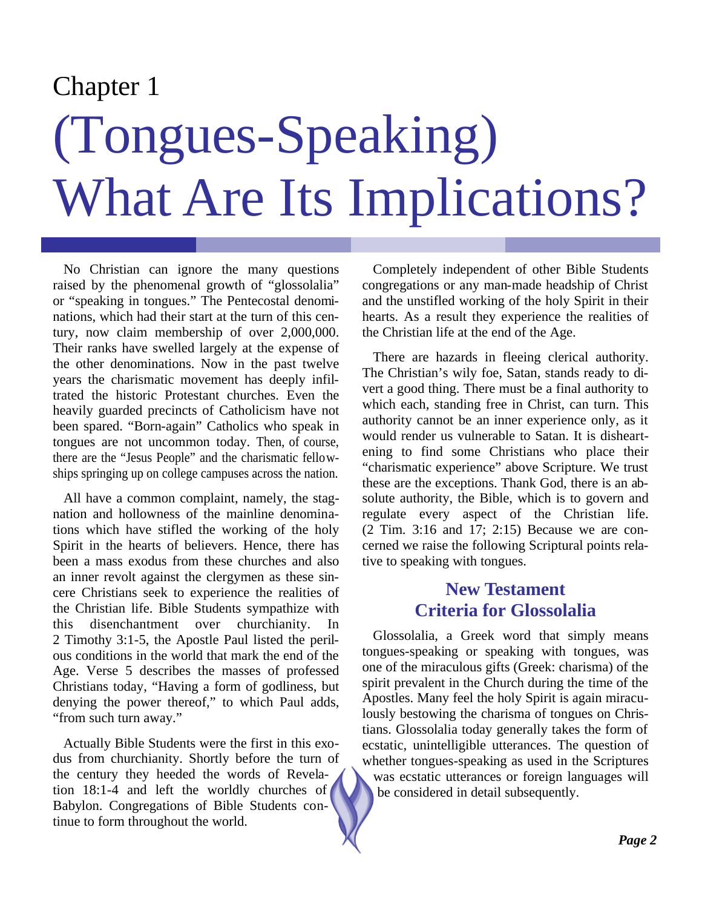Chapter 1

# (Tongues-Speaking) What Are Its Implications?

No Christian can ignore the many questions raised by the phenomenal growth of "glossolalia" or "speaking in tongues." The Pentecostal denominations, which had their start at the turn of this century, now claim membership of over 2,000,000. Their ranks have swelled largely at the expense of the other denominations. Now in the past twelve years the charismatic movement has deeply infiltrated the historic Protestant churches. Even the heavily guarded precincts of Catholicism have not been spared. "Born-again" Catholics who speak in tongues are not uncommon today. Then, of course, there are the "Jesus People" and the charismatic fellowships springing up on college campuses across the nation.

All have a common complaint, namely, the stagnation and hollowness of the mainline denominations which have stifled the working of the holy Spirit in the hearts of believers. Hence, there has been a mass exodus from these churches and also an inner revolt against the clergymen as these sincere Christians seek to experience the realities of the Christian life. Bible Students sympathize with this disenchantment over churchianity. In 2 Timothy 3:1-5, the Apostle Paul listed the perilous conditions in the world that mark the end of the Age. Verse 5 describes the masses of professed Christians today, "Having a form of godliness, but denying the power thereof," to which Paul adds, "from such turn away."

Actually Bible Students were the first in this exodus from churchianity. Shortly before the turn of the century they heeded the words of Revelation 18:1-4 and left the worldly churches of Babylon. Congregations of Bible Students continue to form throughout the world.

Completely independent of other Bible Students congregations or any man-made headship of Christ and the unstifled working of the holy Spirit in their hearts. As a result they experience the realities of the Christian life at the end of the Age.

There are hazards in fleeing clerical authority. The Christian's wily foe, Satan, stands ready to divert a good thing. There must be a final authority to which each, standing free in Christ, can turn. This authority cannot be an inner experience only, as it would render us vulnerable to Satan. It is disheartening to find some Christians who place their "charismatic experience" above Scripture. We trust these are the exceptions. Thank God, there is an absolute authority, the Bible, which is to govern and regulate every aspect of the Christian life. (2 Tim. 3:16 and 17; 2:15) Because we are concerned we raise the following Scriptural points relative to speaking with tongues.

## New Testament Criteria for Glossolalia

Glossolalia, a Greek word that simply means tongues-speaking or speaking with tongues, was one of the miraculous gifts (Greek: charisma) of the spirit prevalent in the Church during the time of the Apostles. Many feel the holy Spirit is again miraculously bestowing the charisma of tongues on Christians. Glossolalia today generally takes the form of ecstatic, unintelligible utterances. The question of whether tongues-speaking as used in the Scriptures was ecstatic utterances or foreign languages will be considered in detail subsequently.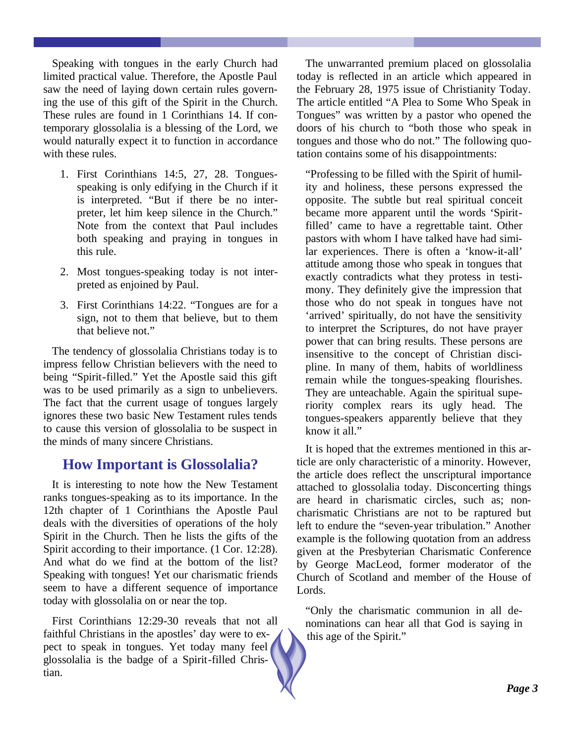Speaking with tongues in the early Church had limited practical value. Therefore, the Apostle Paul saw the need of laying down certain rules governing the use of this gift of the Spirit in the Church. These rules are found in 1 Corinthians 14. If contemporary glossolalia is a blessing of the Lord, we would naturally expect it to function in accordance with these rules.

1. First Corinthians 14:5, 27, 28. Tongues-speaking is only edifying in the Church if it is interpreted. "But if there be no interpreter, let him keep silence in the Church." Note from the context that Paul includes both speaking and praying in tongues in this rule.
2. Most tongues-speaking today is not interpreted as enjoined by Paul.
3. First Corinthians 14:22. "Tongues are for a sign, not to them that believe, but to them that believe not."

The tendency of glossolalia Christians today is to impress fellow Christian believers with the need to being "Spirit-filled." Yet the Apostle said this gift was to be used primarily as a sign to unbelievers. The fact that the current usage of tongues largely ignores these two basic New Testament rules tends to cause this version of glossolalia to be suspect in the minds of many sincere Christians.

## How Important is Glossolalia?

It is interesting to note how the New Testament ranks tongues-speaking as to its importance. In the 12th chapter of 1 Corinthians the Apostle Paul deals with the diversities of operations of the holy Spirit in the Church. Then he lists the gifts of the Spirit according to their importance. (1 Cor. 12:28). And what do we find at the bottom of the list? Speaking with tongues! Yet our charismatic friends seem to have a different sequence of importance today with glossolalia on or near the top.

First Corinthians 12:29-30 reveals that not all faithful Christians in the apostles' day were to expect to speak in tongues. Yet today many feel glossolalia is the badge of a Spirit-filled Christian.

The unwarranted premium placed on glossolalia today is reflected in an article which appeared in the February 28, 1975 issue of Christianity Today. The article entitled "A Plea to Some Who Speak in Tongues" was written by a pastor who opened the doors of his church to "both those who speak in tongues and those who do not." The following quotation contains some of his disappointments:

> "Professing to be filled with the Spirit of humility and holiness, these persons expressed the opposite. The subtle but real spiritual conceit became more apparent until the words 'Spirit-filled' came to have a regrettable taint. Other pastors with whom I have talked have had similar experiences. There is often a 'know-it-all' attitude among those who speak in tongues that exactly contradicts what they protess in testimony. They definitely give the impression that those who do not speak in tongues have not 'arrived' spiritually, do not have the sensitivity to interpret the Scriptures, do not have prayer power that can bring results. These persons are insensitive to the concept of Christian discipline. In many of them, habits of worldliness remain while the tongues-speaking flourishes. They are unteachable. Again the spiritual superiority complex rears its ugly head. The tongues-speakers apparently believe that they know it all."

It is hoped that the extremes mentioned in this article are only characteristic of a minority. However, the article does reflect the unscriptural importance attached to glossolalia today. Disconcerting things are heard in charismatic circles, such as; non-charismatic Christians are not to be raptured but left to endure the "seven-year tribulation." Another example is the following quotation from an address given at the Presbyterian Charismatic Conference by George MacLeod, former moderator of the Church of Scotland and member of the House of Lords.

> "Only the charismatic communion in all denominations can hear all that God is saying in this age of the Spirit."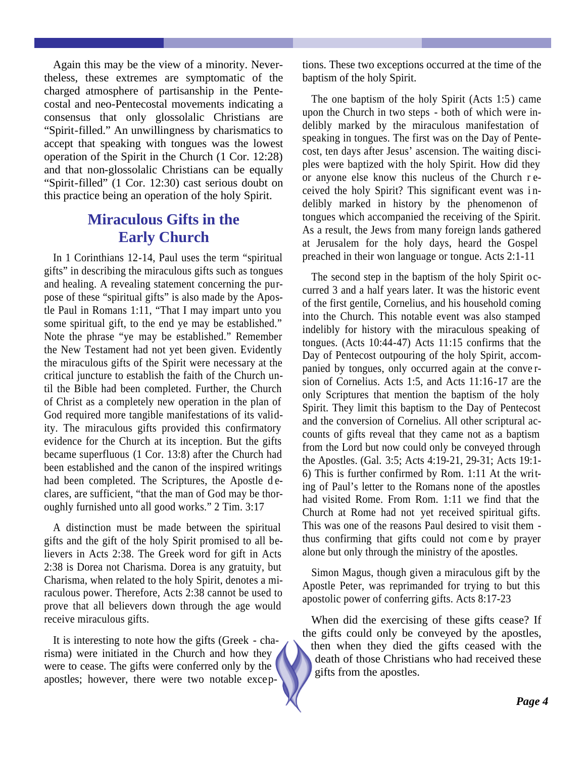Again this may be the view of a minority. Nevertheless, these extremes are symptomatic of the charged atmosphere of partisanship in the Pentecostal and neo-Pentecostal movements indicating a consensus that only glossolalic Christians are "Spirit-filled." An unwillingness by charismatics to accept that speaking with tongues was the lowest operation of the Spirit in the Church (1 Cor. 12:28) and that non-glossolalic Christians can be equally "Spirit-filled" (1 Cor. 12:30) cast serious doubt on this practice being an operation of the holy Spirit.

## Miraculous Gifts in the Early Church

In 1 Corinthians 12-14, Paul uses the term "spiritual gifts" in describing the miraculous gifts such as tongues and healing. A revealing statement concerning the purpose of these "spiritual gifts" is also made by the Apostle Paul in Romans 1:11, "That I may impart unto you some spiritual gift, to the end ye may be established." Note the phrase "ye may be established." Remember the New Testament had not yet been given. Evidently the miraculous gifts of the Spirit were necessary at the critical juncture to establish the faith of the Church until the Bible had been completed. Further, the Church of Christ as a completely new operation in the plan of God required more tangible manifestations of its validity. The miraculous gifts provided this confirmatory evidence for the Church at its inception. But the gifts became superfluous (1 Cor. 13:8) after the Church had been established and the canon of the inspired writings had been completed. The Scriptures, the Apostle declares, are sufficient, "that the man of God may be thoroughly furnished unto all good works." 2 Tim. 3:17

A distinction must be made between the spiritual gifts and the gift of the holy Spirit promised to all believers in Acts 2:38. The Greek word for gift in Acts 2:38 is Dorea not Charisma. Dorea is any gratuity, but Charisma, when related to the holy Spirit, denotes a miraculous power. Therefore, Acts 2:38 cannot be used to prove that all believers down through the age would receive miraculous gifts.

It is interesting to note how the gifts (Greek - charisma) were initiated in the Church and how they were to cease. The gifts were conferred only by the apostles; however, there were two notable exceptions. These two exceptions occurred at the time of the baptism of the holy Spirit.

The one baptism of the holy Spirit (Acts 1:5) came upon the Church in two steps - both of which were indelibly marked by the miraculous manifestation of speaking in tongues. The first was on the Day of Pentecost, ten days after Jesus' ascension. The waiting disciples were baptized with the holy Spirit. How did they or anyone else know this nucleus of the Church received the holy Spirit? This significant event was indelibly marked in history by the phenomenon of tongues which accompanied the receiving of the Spirit. As a result, the Jews from many foreign lands gathered at Jerusalem for the holy days, heard the Gospel preached in their won language or tongue. Acts 2:1-11

The second step in the baptism of the holy Spirit occurred 3 and a half years later. It was the historic event of the first gentile, Cornelius, and his household coming into the Church. This notable event was also stamped indelibly for history with the miraculous speaking of tongues. (Acts 10:44-47) Acts 11:15 confirms that the Day of Pentecost outpouring of the holy Spirit, accompanied by tongues, only occurred again at the conversion of Cornelius. Acts 1:5, and Acts 11:16-17 are the only Scriptures that mention the baptism of the holy Spirit. They limit this baptism to the Day of Pentecost and the conversion of Cornelius. All other scriptural accounts of gifts reveal that they came not as a baptism from the Lord but now could only be conveyed through the Apostles. (Gal. 3:5; Acts 4:19-21, 29-31; Acts 19:1-6) This is further confirmed by Rom. 1:11 At the writing of Paul's letter to the Romans none of the apostles had visited Rome. From Rom. 1:11 we find that the Church at Rome had not yet received spiritual gifts. This was one of the reasons Paul desired to visit them - thus confirming that gifts could not come by prayer alone but only through the ministry of the apostles.

Simon Magus, though given a miraculous gift by the Apostle Peter, was reprimanded for trying to but this apostolic power of conferring gifts. Acts 8:17-23

When did the exercising of these gifts cease? If the gifts could only be conveyed by the apostles, then when they died the gifts ceased with the death of those Christians who had received these gifts from the apostles.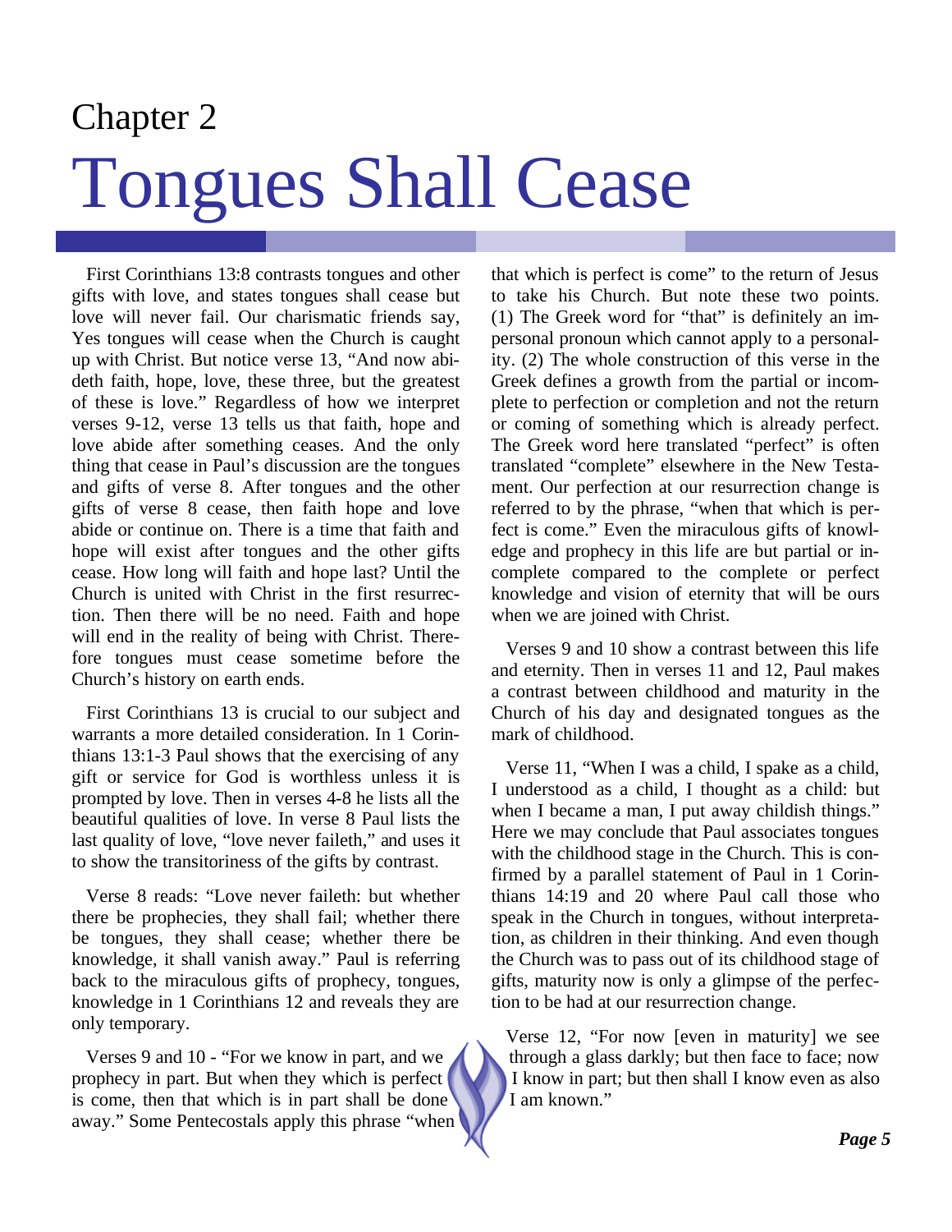Chapter 2

# Tongues Shall Cease

First Corinthians 13:8 contrasts tongues and other gifts with love, and states tongues shall cease but love will never fail. Our charismatic friends say, Yes tongues will cease when the Church is caught up with Christ. But notice verse 13, "And now abideth faith, hope, love, these three, but the greatest of these is love." Regardless of how we interpret verses 9-12, verse 13 tells us that faith, hope and love abide after something ceases. And the only thing that cease in Paul's discussion are the tongues and gifts of verse 8. After tongues and the other gifts of verse 8 cease, then faith hope and love abide or continue on. There is a time that faith and hope will exist after tongues and the other gifts cease. How long will faith and hope last? Until the Church is united with Christ in the first resurrection. Then there will be no need. Faith and hope will end in the reality of being with Christ. Therefore tongues must cease sometime before the Church's history on earth ends.

First Corinthians 13 is crucial to our subject and warrants a more detailed consideration. In 1 Corinthians 13:1-3 Paul shows that the exercising of any gift or service for God is worthless unless it is prompted by love. Then in verses 4-8 he lists all the beautiful qualities of love. In verse 8 Paul lists the last quality of love, "love never faileth," and uses it to show the transitoriness of the gifts by contrast.

Verse 8 reads: "Love never faileth: but whether there be prophecies, they shall fail; whether there be tongues, they shall cease; whether there be knowledge, it shall vanish away." Paul is referring back to the miraculous gifts of prophecy, tongues, knowledge in 1 Corinthians 12 and reveals they are only temporary.

Verses 9 and 10 - "For we know in part, and we prophecy in part. But when they which is perfect is come, then that which is in part shall be done away." Some Pentecostals apply this phrase "when that which is perfect is come" to the return of Jesus to take his Church. But note these two points. (1) The Greek word for "that" is definitely an impersonal pronoun which cannot apply to a personality. (2) The whole construction of this verse in the Greek defines a growth from the partial or incomplete to perfection or completion and not the return or coming of something which is already perfect. The Greek word here translated "perfect" is often translated "complete" elsewhere in the New Testament. Our perfection at our resurrection change is referred to by the phrase, "when that which is perfect is come." Even the miraculous gifts of knowledge and prophecy in this life are but partial or incomplete compared to the complete or perfect knowledge and vision of eternity that will be ours when we are joined with Christ.

Verses 9 and 10 show a contrast between this life and eternity. Then in verses 11 and 12, Paul makes a contrast between childhood and maturity in the Church of his day and designated tongues as the mark of childhood.

Verse 11, "When I was a child, I spake as a child, I understood as a child, I thought as a child: but when I became a man, I put away childish things." Here we may conclude that Paul associates tongues with the childhood stage in the Church. This is confirmed by a parallel statement of Paul in 1 Corinthians 14:19 and 20 where Paul call those who speak in the Church in tongues, without interpretation, as children in their thinking. And even though the Church was to pass out of its childhood stage of gifts, maturity now is only a glimpse of the perfection to be had at our resurrection change.

Verse 12, "For now [even in maturity] we see through a glass darkly; but then face to face; now I know in part; but then shall I know even as also I am known."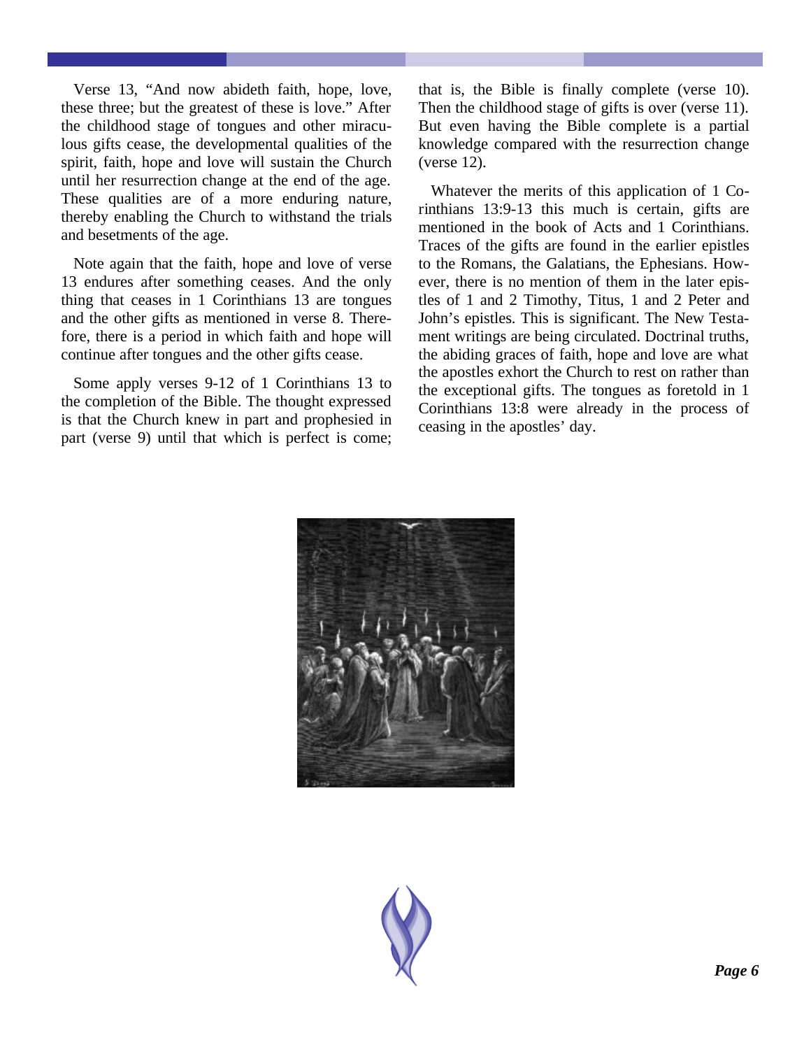Verse 13, "And now abideth faith, hope, love, these three; but the greatest of these is love." After the childhood stage of tongues and other miraculous gifts cease, the developmental qualities of the spirit, faith, hope and love will sustain the Church until her resurrection change at the end of the age. These qualities are of a more enduring nature, thereby enabling the Church to withstand the trials and besetments of the age.

Note again that the faith, hope and love of verse 13 endures after something ceases. And the only thing that ceases in 1 Corinthians 13 are tongues and the other gifts as mentioned in verse 8. Therefore, there is a period in which faith and hope will continue after tongues and the other gifts cease.

Some apply verses 9-12 of 1 Corinthians 13 to the completion of the Bible. The thought expressed is that the Church knew in part and prophesied in part (verse 9) until that which is perfect is come; that is, the Bible is finally complete (verse 10). Then the childhood stage of gifts is over (verse 11). But even having the Bible complete is a partial knowledge compared with the resurrection change (verse 12).

Whatever the merits of this application of 1 Corinthians 13:9-13 this much is certain, gifts are mentioned in the book of Acts and 1 Corinthians. Traces of the gifts are found in the earlier epistles to the Romans, the Galatians, the Ephesians. However, there is no mention of them in the later epistles of 1 and 2 Timothy, Titus, 1 and 2 Peter and John's epistles. This is significant. The New Testament writings are being circulated. Doctrinal truths, the abiding graces of faith, hope and love are what the apostles exhort the Church to rest on rather than the exceptional gifts. The tongues as foretold in 1 Corinthians 13:8 were already in the process of ceasing in the apostles' day.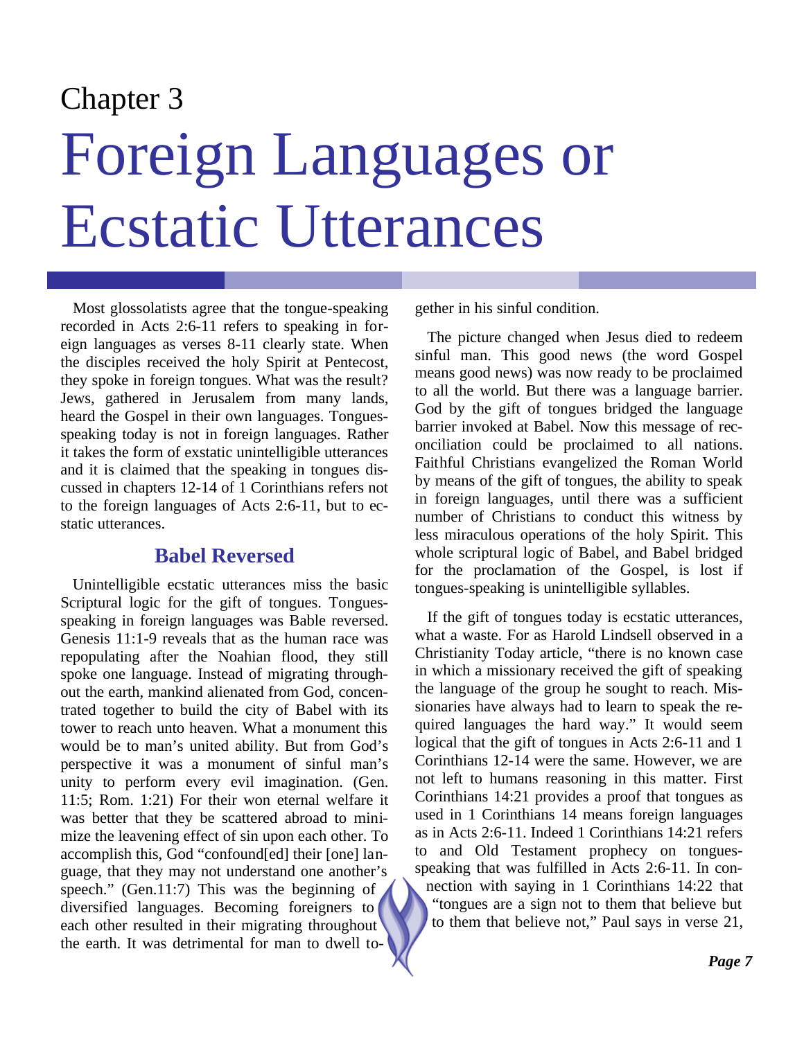Chapter 3

# Foreign Languages or Ecstatic Utterances

Most glossolatists agree that the tongue-speaking recorded in Acts 2:6-11 refers to speaking in foreign languages as verses 8-11 clearly state. When the disciples received the holy Spirit at Pentecost, they spoke in foreign tongues. What was the result? Jews, gathered in Jerusalem from many lands, heard the Gospel in their own languages. Tongues-speaking today is not in foreign languages. Rather it takes the form of exstatic unintelligible utterances and it is claimed that the speaking in tongues discussed in chapters 12-14 of 1 Corinthians refers not to the foreign languages of Acts 2:6-11, but to ecstatic utterances.

## Babel Reversed

Unintelligible ecstatic utterances miss the basic Scriptural logic for the gift of tongues. Tongues-speaking in foreign languages was Bable reversed. Genesis 11:1-9 reveals that as the human race was repopulating after the Noahian flood, they still spoke one language. Instead of migrating throughout the earth, mankind alienated from God, concentrated together to build the city of Babel with its tower to reach unto heaven. What a monument this would be to man's united ability. But from God's perspective it was a monument of sinful man's unity to perform every evil imagination. (Gen. 11:5; Rom. 1:21) For their won eternal welfare it was better that they be scattered abroad to minimize the leavening effect of sin upon each other. To accomplish this, God "confound[ed] their [one] language, that they may not understand one another's speech." (Gen.11:7) This was the beginning of diversified languages. Becoming foreigners to each other resulted in their migrating throughout the earth. It was detrimental for man to dwell together in his sinful condition.

The picture changed when Jesus died to redeem sinful man. This good news (the word Gospel means good news) was now ready to be proclaimed to all the world. But there was a language barrier. God by the gift of tongues bridged the language barrier invoked at Babel. Now this message of reconciliation could be proclaimed to all nations. Faithful Christians evangelized the Roman World by means of the gift of tongues, the ability to speak in foreign languages, until there was a sufficient number of Christians to conduct this witness by less miraculous operations of the holy Spirit. This whole scriptural logic of Babel, and Babel bridged for the proclamation of the Gospel, is lost if tongues-speaking is unintelligible syllables.

If the gift of tongues today is ecstatic utterances, what a waste. For as Harold Lindsell observed in a Christianity Today article, "there is no known case in which a missionary received the gift of speaking the language of the group he sought to reach. Missionaries have always had to learn to speak the required languages the hard way." It would seem logical that the gift of tongues in Acts 2:6-11 and 1 Corinthians 12-14 were the same. However, we are not left to humans reasoning in this matter. First Corinthians 14:21 provides a proof that tongues as used in 1 Corinthians 14 means foreign languages as in Acts 2:6-11. Indeed 1 Corinthians 14:21 refers to and Old Testament prophecy on tongues-speaking that was fulfilled in Acts 2:6-11. In connection with saying in 1 Corinthians 14:22 that "tongues are a sign not to them that believe but to them that believe not," Paul says in verse 21,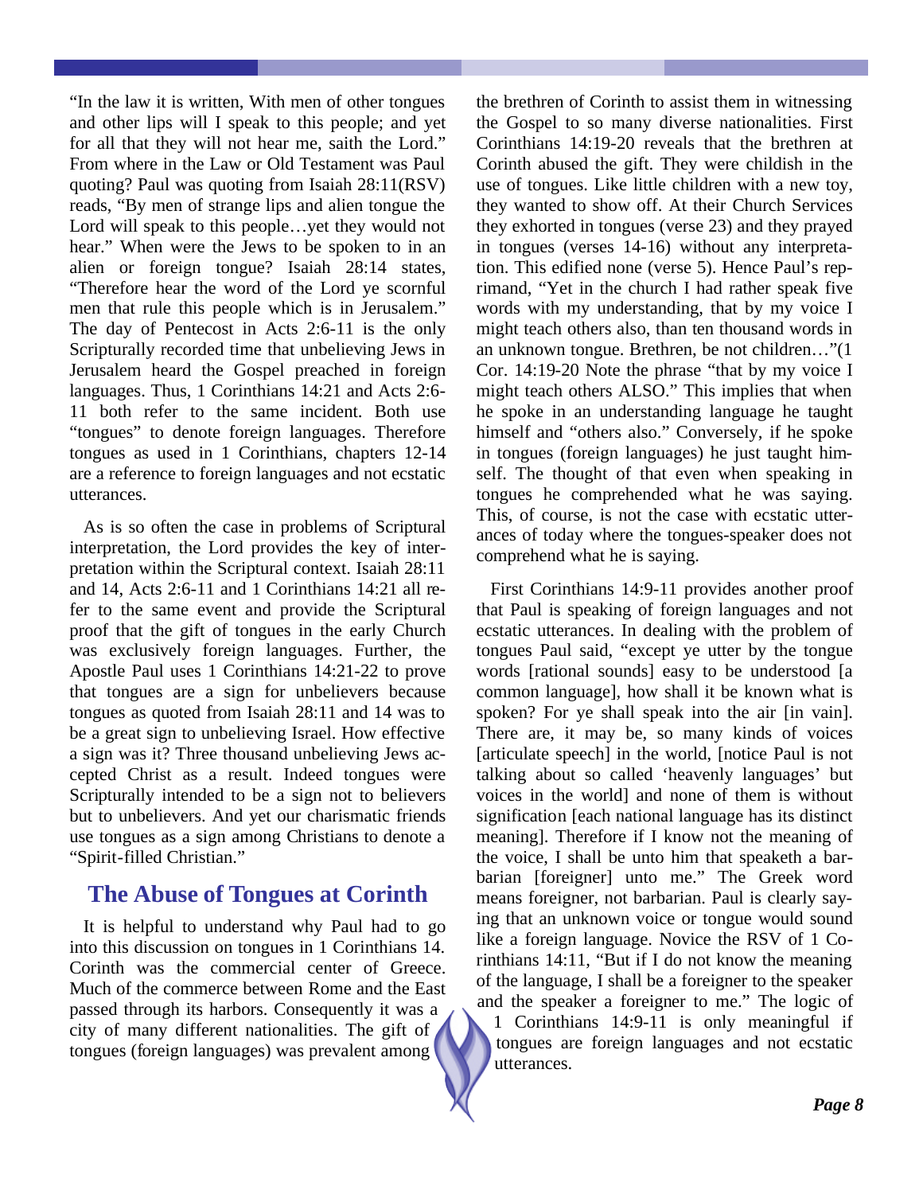"In the law it is written, With men of other tongues and other lips will I speak to this people; and yet for all that they will not hear me, saith the Lord." From where in the Law or Old Testament was Paul quoting? Paul was quoting from Isaiah 28:11(RSV) reads, "By men of strange lips and alien tongue the Lord will speak to this people…yet they would not hear." When were the Jews to be spoken to in an alien or foreign tongue? Isaiah 28:14 states, "Therefore hear the word of the Lord ye scornful men that rule this people which is in Jerusalem." The day of Pentecost in Acts 2:6-11 is the only Scripturally recorded time that unbelieving Jews in Jerusalem heard the Gospel preached in foreign languages. Thus, 1 Corinthians 14:21 and Acts 2:6-11 both refer to the same incident. Both use "tongues" to denote foreign languages. Therefore tongues as used in 1 Corinthians, chapters 12-14 are a reference to foreign languages and not ecstatic utterances.

As is so often the case in problems of Scriptural interpretation, the Lord provides the key of interpretation within the Scriptural context. Isaiah 28:11 and 14, Acts 2:6-11 and 1 Corinthians 14:21 all refer to the same event and provide the Scriptural proof that the gift of tongues in the early Church was exclusively foreign languages. Further, the Apostle Paul uses 1 Corinthians 14:21-22 to prove that tongues are a sign for unbelievers because tongues as quoted from Isaiah 28:11 and 14 was to be a great sign to unbelieving Israel. How effective a sign was it? Three thousand unbelieving Jews accepted Christ as a result. Indeed tongues were Scripturally intended to be a sign not to believers but to unbelievers. And yet our charismatic friends use tongues as a sign among Christians to denote a "Spirit-filled Christian."

## The Abuse of Tongues at Corinth

It is helpful to understand why Paul had to go into this discussion on tongues in 1 Corinthians 14. Corinth was the commercial center of Greece. Much of the commerce between Rome and the East passed through its harbors. Consequently it was a city of many different nationalities. The gift of tongues (foreign languages) was prevalent among the brethren of Corinth to assist them in witnessing the Gospel to so many diverse nationalities. First Corinthians 14:19-20 reveals that the brethren at Corinth abused the gift. They were childish in the use of tongues. Like little children with a new toy, they wanted to show off. At their Church Services they exhorted in tongues (verse 23) and they prayed in tongues (verses 14-16) without any interpretation. This edified none (verse 5). Hence Paul's reprimand, "Yet in the church I had rather speak five words with my understanding, that by my voice I might teach others also, than ten thousand words in an unknown tongue. Brethren, be not children…"(1 Cor. 14:19-20 Note the phrase "that by my voice I might teach others ALSO." This implies that when he spoke in an understanding language he taught himself and "others also." Conversely, if he spoke in tongues (foreign languages) he just taught himself. The thought of that even when speaking in tongues he comprehended what he was saying. This, of course, is not the case with ecstatic utterances of today where the tongues-speaker does not comprehend what he is saying.

First Corinthians 14:9-11 provides another proof that Paul is speaking of foreign languages and not ecstatic utterances. In dealing with the problem of tongues Paul said, "except ye utter by the tongue words [rational sounds] easy to be understood [a common language], how shall it be known what is spoken? For ye shall speak into the air [in vain]. There are, it may be, so many kinds of voices [articulate speech] in the world, [notice Paul is not talking about so called 'heavenly languages' but voices in the world] and none of them is without signification [each national language has its distinct meaning]. Therefore if I know not the meaning of the voice, I shall be unto him that speaketh a barbarian [foreigner] unto me." The Greek word means foreigner, not barbarian. Paul is clearly saying that an unknown voice or tongue would sound like a foreign language. Novice the RSV of 1 Corinthians 14:11, "But if I do not know the meaning of the language, I shall be a foreigner to the speaker and the speaker a foreigner to me." The logic of 1 Corinthians 14:9-11 is only meaningful if tongues are foreign languages and not ecstatic utterances.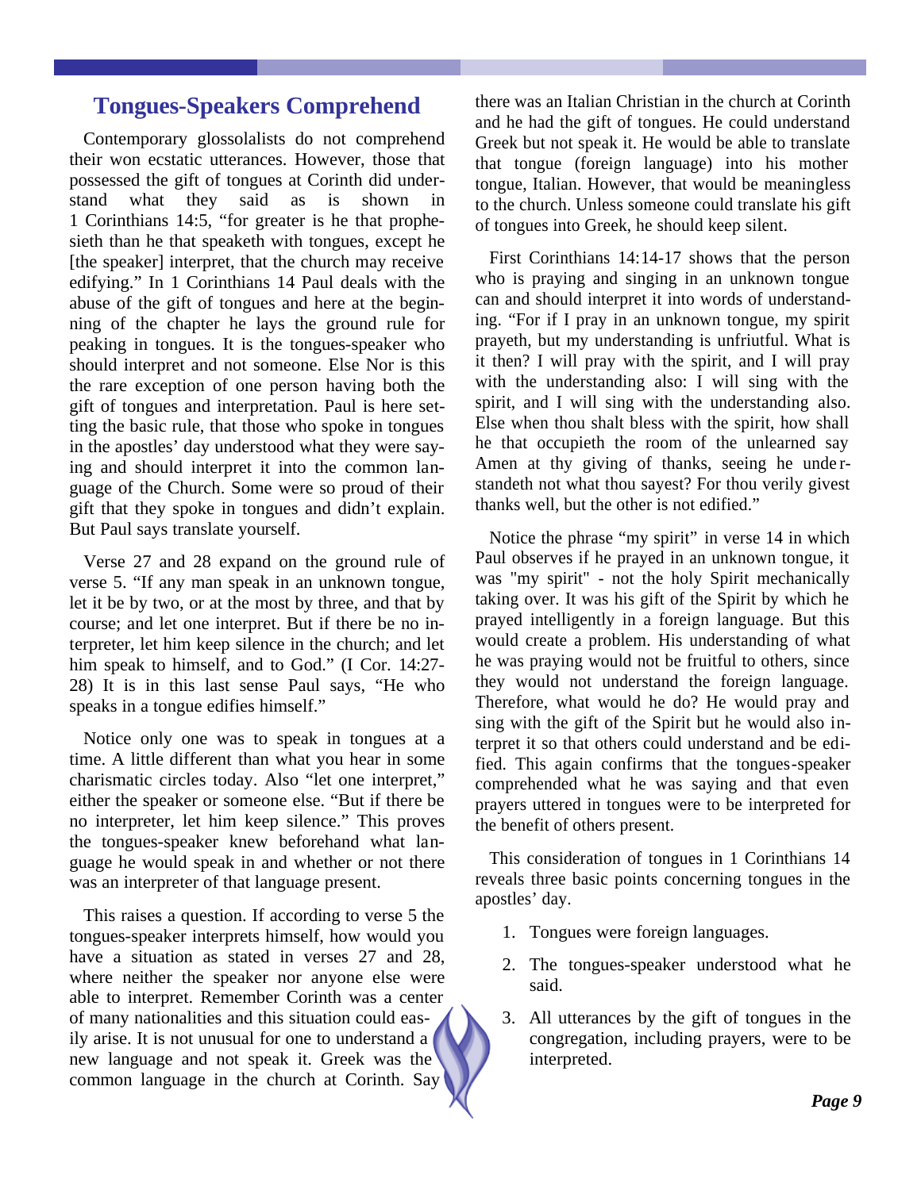## Tongues-Speakers Comprehend

Contemporary glossolalists do not comprehend their won ecstatic utterances. However, those that possessed the gift of tongues at Corinth did understand what they said as is shown in 1 Corinthians 14:5, "for greater is he that prophesieth than he that speaketh with tongues, except he [the speaker] interpret, that the church may receive edifying." In 1 Corinthians 14 Paul deals with the abuse of the gift of tongues and here at the beginning of the chapter he lays the ground rule for peaking in tongues. It is the tongues-speaker who should interpret and not someone. Else Nor is this the rare exception of one person having both the gift of tongues and interpretation. Paul is here setting the basic rule, that those who spoke in tongues in the apostles' day understood what they were saying and should interpret it into the common language of the Church. Some were so proud of their gift that they spoke in tongues and didn't explain. But Paul says translate yourself.

Verse 27 and 28 expand on the ground rule of verse 5. "If any man speak in an unknown tongue, let it be by two, or at the most by three, and that by course; and let one interpret. But if there be no interpreter, let him keep silence in the church; and let him speak to himself, and to God." (I Cor. 14:27-28) It is in this last sense Paul says, "He who speaks in a tongue edifies himself."

Notice only one was to speak in tongues at a time. A little different than what you hear in some charismatic circles today. Also "let one interpret," either the speaker or someone else. "But if there be no interpreter, let him keep silence." This proves the tongues-speaker knew beforehand what language he would speak in and whether or not there was an interpreter of that language present.

This raises a question. If according to verse 5 the tongues-speaker interprets himself, how would you have a situation as stated in verses 27 and 28, where neither the speaker nor anyone else were able to interpret. Remember Corinth was a center of many nationalities and this situation could easily arise. It is not unusual for one to understand a new language and not speak it. Greek was the common language in the church at Corinth. Say there was an Italian Christian in the church at Corinth and he had the gift of tongues. He could understand Greek but not speak it. He would be able to translate that tongue (foreign language) into his mother tongue, Italian. However, that would be meaningless to the church. Unless someone could translate his gift of tongues into Greek, he should keep silent.

First Corinthians 14:14-17 shows that the person who is praying and singing in an unknown tongue can and should interpret it into words of understanding. "For if I pray in an unknown tongue, my spirit prayeth, but my understanding is unfriutful. What is it then? I will pray with the spirit, and I will pray with the understanding also: I will sing with the spirit, and I will sing with the understanding also. Else when thou shalt bless with the spirit, how shall he that occupieth the room of the unlearned say Amen at thy giving of thanks, seeing he understandeth not what thou sayest? For thou verily givest thanks well, but the other is not edified."

Notice the phrase "my spirit" in verse 14 in which Paul observes if he prayed in an unknown tongue, it was "my spirit" - not the holy Spirit mechanically taking over. It was his gift of the Spirit by which he prayed intelligently in a foreign language. But this would create a problem. His understanding of what he was praying would not be fruitful to others, since they would not understand the foreign language. Therefore, what would he do? He would pray and sing with the gift of the Spirit but he would also interpret it so that others could understand and be edified. This again confirms that the tongues-speaker comprehended what he was saying and that even prayers uttered in tongues were to be interpreted for the benefit of others present.

This consideration of tongues in 1 Corinthians 14 reveals three basic points concerning tongues in the apostles' day.

1. Tongues were foreign languages.
2. The tongues-speaker understood what he said.
3. All utterances by the gift of tongues in the congregation, including prayers, were to be interpreted.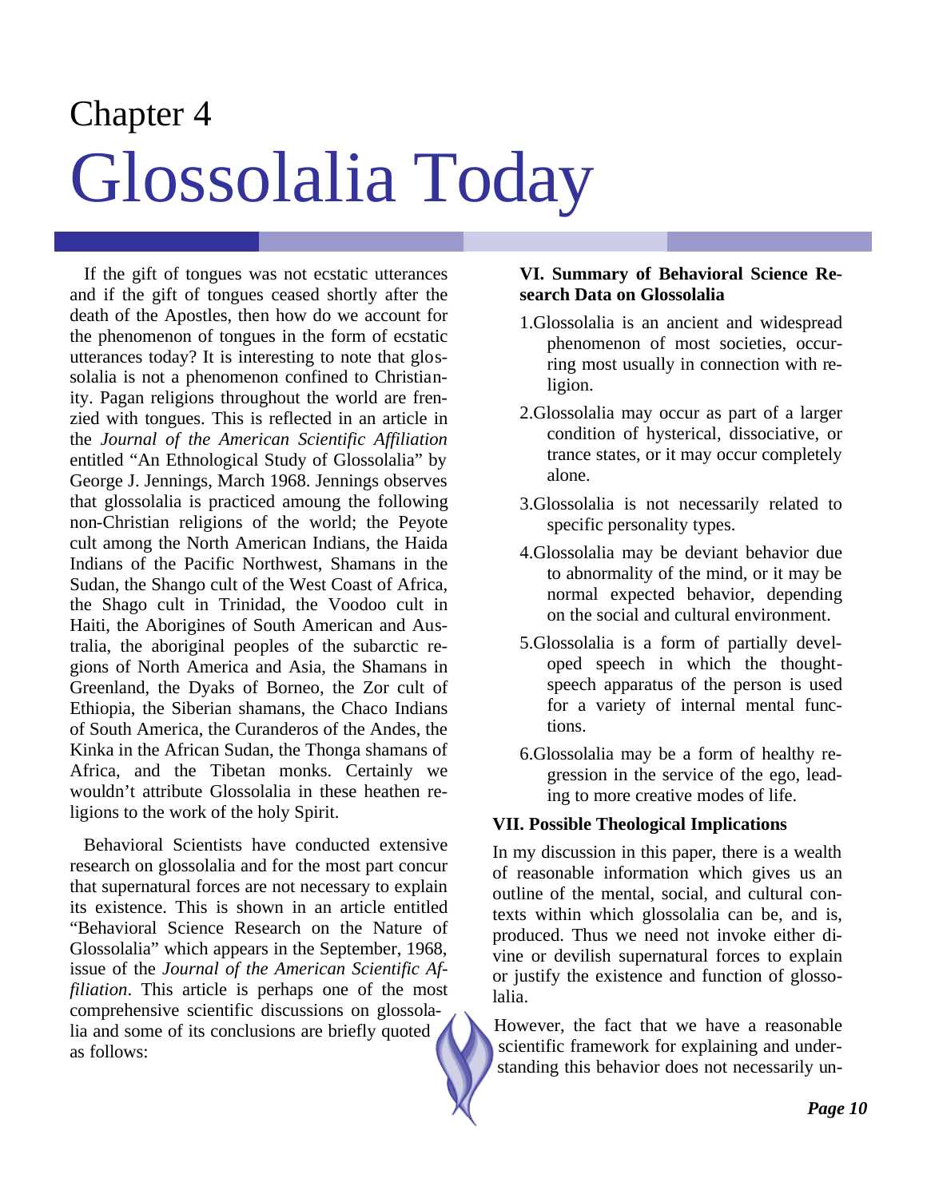# Chapter 4

# Glossolalia Today

If the gift of tongues was not ecstatic utterances and if the gift of tongues ceased shortly after the death of the Apostles, then how do we account for the phenomenon of tongues in the form of ecstatic utterances today? It is interesting to note that glossolalia is not a phenomenon confined to Christianity. Pagan religions throughout the world are frenzied with tongues. This is reflected in an article in the *Journal of the American Scientific Affiliation* entitled "An Ethnological Study of Glossolalia" by George J. Jennings, March 1968. Jennings observes that glossolalia is practiced amoung the following non-Christian religions of the world; the Peyote cult among the North American Indians, the Haida Indians of the Pacific Northwest, Shamans in the Sudan, the Shango cult of the West Coast of Africa, the Shago cult in Trinidad, the Voodoo cult in Haiti, the Aborigines of South American and Australia, the aboriginal peoples of the subarctic regions of North America and Asia, the Shamans in Greenland, the Dyaks of Borneo, the Zor cult of Ethiopia, the Siberian shamans, the Chaco Indians of South America, the Curanderos of the Andes, the Kinka in the African Sudan, the Thonga shamans of Africa, and the Tibetan monks. Certainly we wouldn't attribute Glossolalia in these heathen religions to the work of the holy Spirit.

Behavioral Scientists have conducted extensive research on glossolalia and for the most part concur that supernatural forces are not necessary to explain its existence. This is shown in an article entitled "Behavioral Science Research on the Nature of Glossolalia" which appears in the September, 1968, issue of the *Journal of the American Scientific Affiliation*. This article is perhaps one of the most comprehensive scientific discussions on glossolalia and some of its conclusions are briefly quoted as follows:

**VI. Summary of Behavioral Science Research Data on Glossolalia**

1. Glossolalia is an ancient and widespread phenomenon of most societies, occurring most usually in connection with religion.
2. Glossolalia may occur as part of a larger condition of hysterical, dissociative, or trance states, or it may occur completely alone.
3. Glossolalia is not necessarily related to specific personality types.
4. Glossolalia may be deviant behavior due to abnormality of the mind, or it may be normal expected behavior, depending on the social and cultural environment.
5. Glossolalia is a form of partially developed speech in which the thought-speech apparatus of the person is used for a variety of internal mental functions.
6. Glossolalia may be a form of healthy regression in the service of the ego, leading to more creative modes of life.

**VII. Possible Theological Implications**

In my discussion in this paper, there is a wealth of reasonable information which gives us an outline of the mental, social, and cultural contexts within which glossolalia can be, and is, produced. Thus we need not invoke either divine or devilish supernatural forces to explain or justify the existence and function of glossolalia.

However, the fact that we have a reasonable scientific framework for explaining and understanding this behavior does not necessarily un-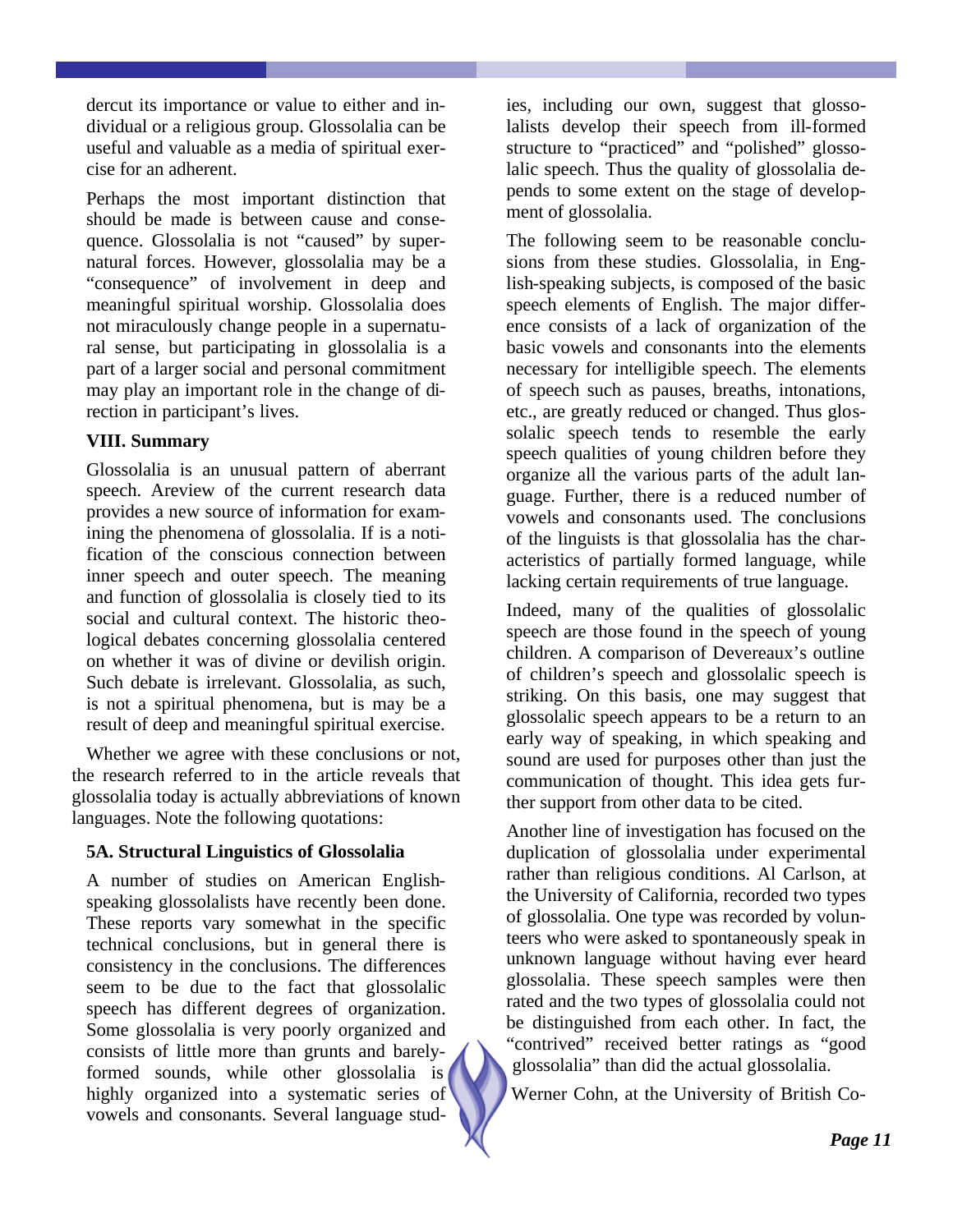dercut its importance or value to either and individual or a religious group. Glossolalia can be useful and valuable as a media of spiritual exercise for an adherent.

Perhaps the most important distinction that should be made is between cause and consequence. Glossolalia is not "caused" by supernatural forces. However, glossolalia may be a "consequence" of involvement in deep and meaningful spiritual worship. Glossolalia does not miraculously change people in a supernatural sense, but participating in glossolalia is a part of a larger social and personal commitment may play an important role in the change of direction in participant's lives.

**VIII. Summary**

Glossolalia is an unusual pattern of aberrant speech. Areview of the current research data provides a new source of information for examining the phenomena of glossolalia. If is a notification of the conscious connection between inner speech and outer speech. The meaning and function of glossolalia is closely tied to its social and cultural context. The historic theological debates concerning glossolalia centered on whether it was of divine or devilish origin. Such debate is irrelevant. Glossolalia, as such, is not a spiritual phenomena, but is may be a result of deep and meaningful spiritual exercise.

Whether we agree with these conclusions or not, the research referred to in the article reveals that glossolalia today is actually abbreviations of known languages. Note the following quotations:

**5A. Structural Linguistics of Glossolalia**

A number of studies on American English-speaking glossolalists have recently been done. These reports vary somewhat in the specific technical conclusions, but in general there is consistency in the conclusions. The differences seem to be due to the fact that glossolalic speech has different degrees of organization. Some glossolalia is very poorly organized and consists of little more than grunts and barely-formed sounds, while other glossolalia is highly organized into a systematic series of vowels and consonants. Several language studies, including our own, suggest that glossolalists develop their speech from ill-formed structure to "practiced" and "polished" glossolalic speech. Thus the quality of glossolalia depends to some extent on the stage of development of glossolalia.

The following seem to be reasonable conclusions from these studies. Glossolalia, in English-speaking subjects, is composed of the basic speech elements of English. The major difference consists of a lack of organization of the basic vowels and consonants into the elements necessary for intelligible speech. The elements of speech such as pauses, breaths, intonations, etc., are greatly reduced or changed. Thus glossolalic speech tends to resemble the early speech qualities of young children before they organize all the various parts of the adult language. Further, there is a reduced number of vowels and consonants used. The conclusions of the linguists is that glossolalia has the characteristics of partially formed language, while lacking certain requirements of true language.

Indeed, many of the qualities of glossolalic speech are those found in the speech of young children. A comparison of Devereaux's outline of children's speech and glossolalic speech is striking. On this basis, one may suggest that glossolalic speech appears to be a return to an early way of speaking, in which speaking and sound are used for purposes other than just the communication of thought. This idea gets further support from other data to be cited.

Another line of investigation has focused on the duplication of glossolalia under experimental rather than religious conditions. Al Carlson, at the University of California, recorded two types of glossolalia. One type was recorded by volunteers who were asked to spontaneously speak in unknown language without having ever heard glossolalia. These speech samples were then rated and the two types of glossolalia could not be distinguished from each other. In fact, the "contrived" received better ratings as "good glossolalia" than did the actual glossolalia.

Werner Cohn, at the University of British Co-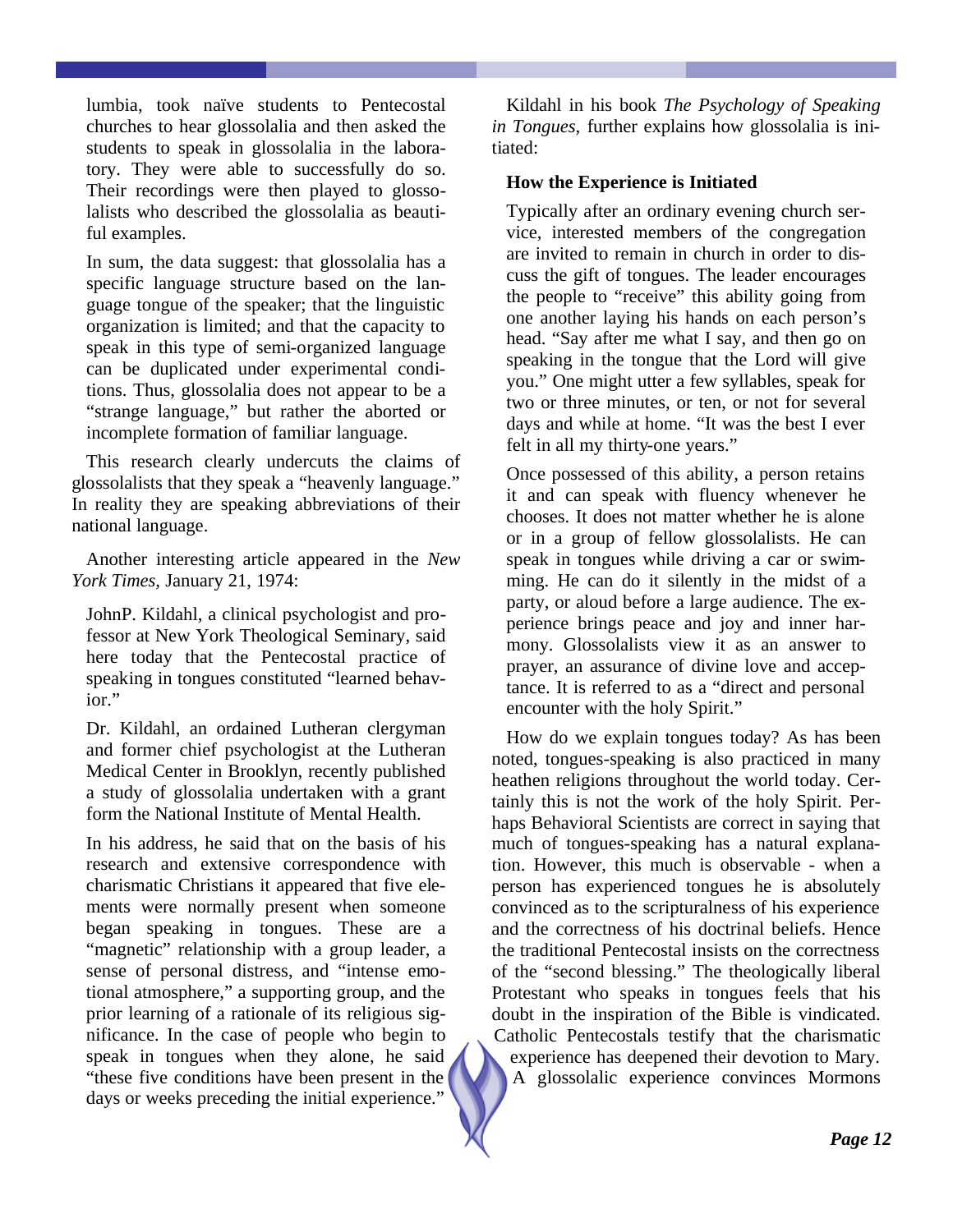lumbia, took naïve students to Pentecostal churches to hear glossolalia and then asked the students to speak in glossolalia in the laboratory. They were able to successfully do so. Their recordings were then played to glossolalists who described the glossolalia as beautiful examples.

In sum, the data suggest: that glossolalia has a specific language structure based on the language tongue of the speaker; that the linguistic organization is limited; and that the capacity to speak in this type of semi-organized language can be duplicated under experimental conditions. Thus, glossolalia does not appear to be a "strange language," but rather the aborted or incomplete formation of familiar language.

This research clearly undercuts the claims of glossolalists that they speak a "heavenly language." In reality they are speaking abbreviations of their national language.

Another interesting article appeared in the *New York Times,* January 21, 1974:

JohnP. Kildahl, a clinical psychologist and professor at New York Theological Seminary, said here today that the Pentecostal practice of speaking in tongues constituted "learned behavior."

Dr. Kildahl, an ordained Lutheran clergyman and former chief psychologist at the Lutheran Medical Center in Brooklyn, recently published a study of glossolalia undertaken with a grant form the National Institute of Mental Health.

In his address, he said that on the basis of his research and extensive correspondence with charismatic Christians it appeared that five elements were normally present when someone began speaking in tongues. These are a "magnetic" relationship with a group leader, a sense of personal distress, and "intense emotional atmosphere," a supporting group, and the prior learning of a rationale of its religious significance. In the case of people who begin to speak in tongues when they alone, he said "these five conditions have been present in the days or weeks preceding the initial experience."

Kildahl in his book *The Psychology of Speaking in Tongues,* further explains how glossolalia is initiated:

**How the Experience is Initiated**

Typically after an ordinary evening church service, interested members of the congregation are invited to remain in church in order to discuss the gift of tongues. The leader encourages the people to "receive" this ability going from one another laying his hands on each person's head. "Say after me what I say, and then go on speaking in the tongue that the Lord will give you." One might utter a few syllables, speak for two or three minutes, or ten, or not for several days and while at home. "It was the best I ever felt in all my thirty-one years."

Once possessed of this ability, a person retains it and can speak with fluency whenever he chooses. It does not matter whether he is alone or in a group of fellow glossolalists. He can speak in tongues while driving a car or swimming. He can do it silently in the midst of a party, or aloud before a large audience. The experience brings peace and joy and inner harmony. Glossolalists view it as an answer to prayer, an assurance of divine love and acceptance. It is referred to as a "direct and personal encounter with the holy Spirit."

How do we explain tongues today? As has been noted, tongues-speaking is also practiced in many heathen religions throughout the world today. Certainly this is not the work of the holy Spirit. Perhaps Behavioral Scientists are correct in saying that much of tongues-speaking has a natural explanation. However, this much is observable - when a person has experienced tongues he is absolutely convinced as to the scripturalness of his experience and the correctness of his doctrinal beliefs. Hence the traditional Pentecostal insists on the correctness of the "second blessing." The theologically liberal Protestant who speaks in tongues feels that his doubt in the inspiration of the Bible is vindicated. Catholic Pentecostals testify that the charismatic experience has deepened their devotion to Mary. A glossolalic experience convinces Mormons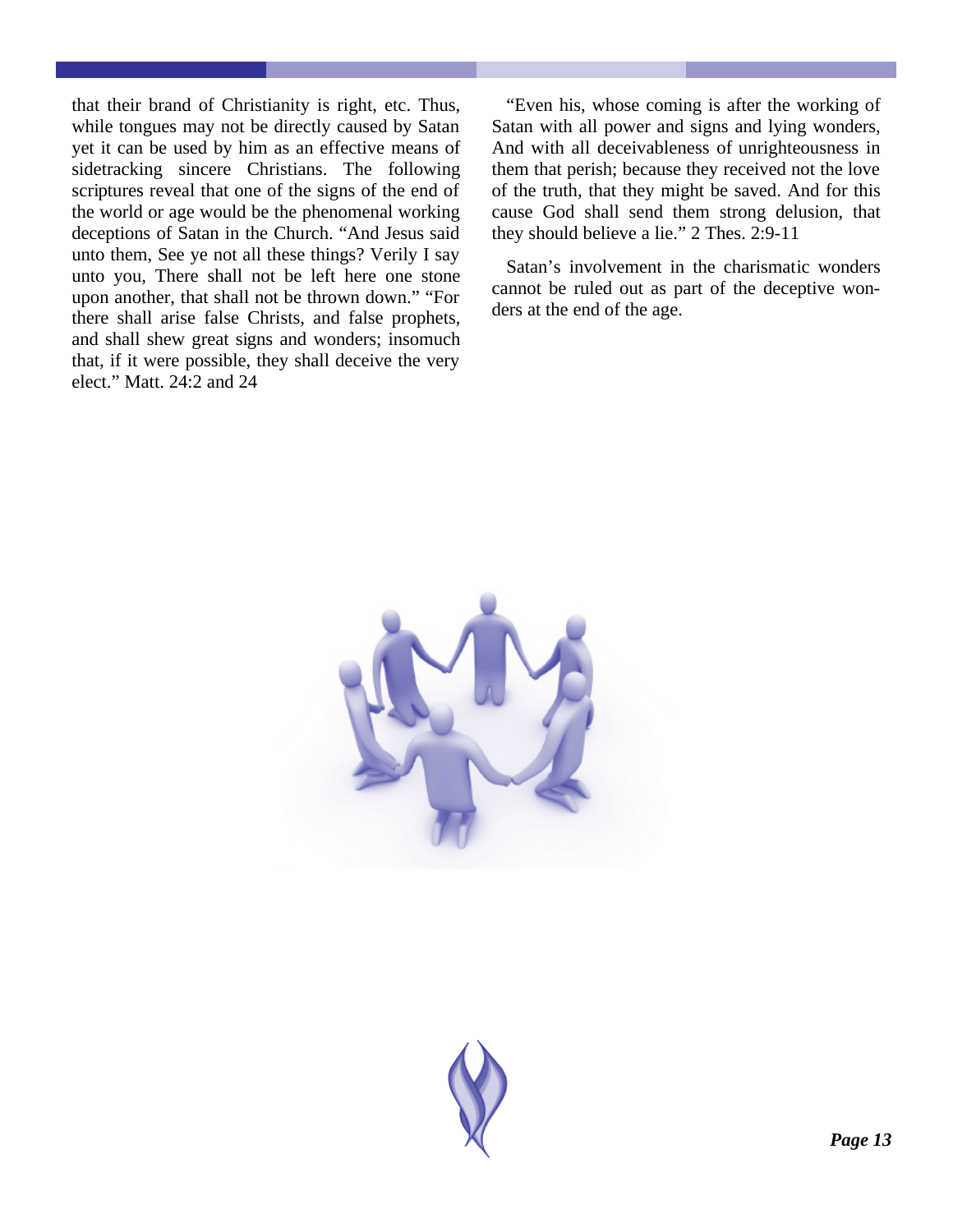that their brand of Christianity is right, etc. Thus, while tongues may not be directly caused by Satan yet it can be used by him as an effective means of sidetracking sincere Christians. The following scriptures reveal that one of the signs of the end of the world or age would be the phenomenal working deceptions of Satan in the Church. "And Jesus said unto them, See ye not all these things? Verily I say unto you, There shall not be left here one stone upon another, that shall not be thrown down." "For there shall arise false Christs, and false prophets, and shall shew great signs and wonders; insomuch that, if it were possible, they shall deceive the very elect." Matt. 24:2 and 24

"Even his, whose coming is after the working of Satan with all power and signs and lying wonders, And with all deceivableness of unrighteousness in them that perish; because they received not the love of the truth, that they might be saved. And for this cause God shall send them strong delusion, that they should believe a lie." 2 Thes. 2:9-11

Satan's involvement in the charismatic wonders cannot be ruled out as part of the deceptive wonders at the end of the age.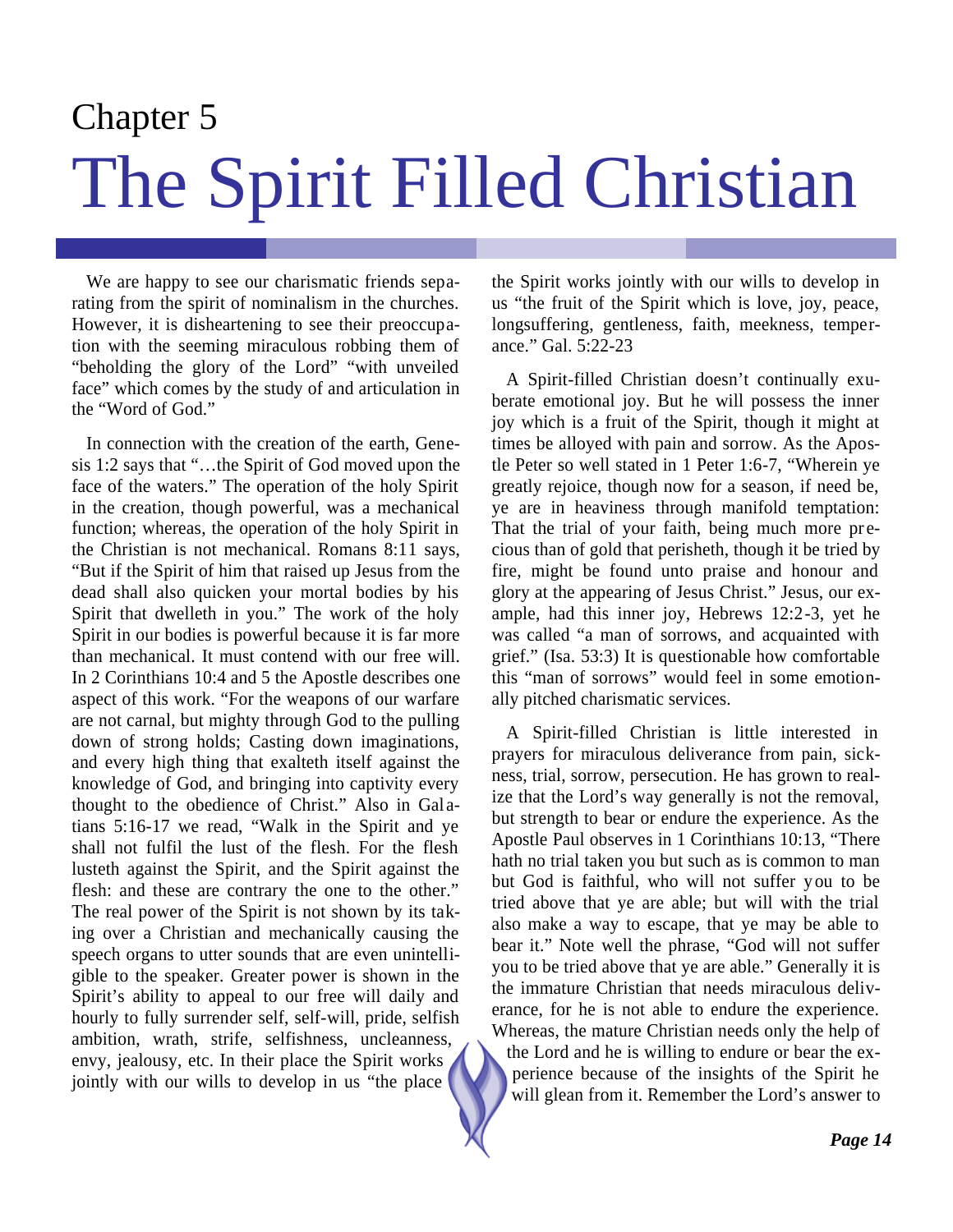# Chapter 5

# The Spirit Filled Christian

We are happy to see our charismatic friends separating from the spirit of nominalism in the churches. However, it is disheartening to see their preoccupation with the seeming miraculous robbing them of "beholding the glory of the Lord" "with unveiled face" which comes by the study of and articulation in the "Word of God."

In connection with the creation of the earth, Genesis 1:2 says that "…the Spirit of God moved upon the face of the waters." The operation of the holy Spirit in the creation, though powerful, was a mechanical function; whereas, the operation of the holy Spirit in the Christian is not mechanical. Romans 8:11 says, "But if the Spirit of him that raised up Jesus from the dead shall also quicken your mortal bodies by his Spirit that dwelleth in you." The work of the holy Spirit in our bodies is powerful because it is far more than mechanical. It must contend with our free will. In 2 Corinthians 10:4 and 5 the Apostle describes one aspect of this work. "For the weapons of our warfare are not carnal, but mighty through God to the pulling down of strong holds; Casting down imaginations, and every high thing that exalteth itself against the knowledge of God, and bringing into captivity every thought to the obedience of Christ." Also in Galatians 5:16-17 we read, "Walk in the Spirit and ye shall not fulfil the lust of the flesh. For the flesh lusteth against the Spirit, and the Spirit against the flesh: and these are contrary the one to the other." The real power of the Spirit is not shown by its taking over a Christian and mechanically causing the speech organs to utter sounds that are even unintelligible to the speaker. Greater power is shown in the Spirit's ability to appeal to our free will daily and hourly to fully surrender self, self-will, pride, selfish ambition, wrath, strife, selfishness, uncleanness, envy, jealousy, etc. In their place the Spirit works jointly with our wills to develop in us "the place the Spirit works jointly with our wills to develop in us "the fruit of the Spirit which is love, joy, peace, longsuffering, gentleness, faith, meekness, temperance." Gal. 5:22-23

A Spirit-filled Christian doesn't continually exuberate emotional joy. But he will possess the inner joy which is a fruit of the Spirit, though it might at times be alloyed with pain and sorrow. As the Apostle Peter so well stated in 1 Peter 1:6-7, "Wherein ye greatly rejoice, though now for a season, if need be, ye are in heaviness through manifold temptation: That the trial of your faith, being much more precious than of gold that perisheth, though it be tried by fire, might be found unto praise and honour and glory at the appearing of Jesus Christ." Jesus, our example, had this inner joy, Hebrews 12:2-3, yet he was called "a man of sorrows, and acquainted with grief." (Isa. 53:3) It is questionable how comfortable this "man of sorrows" would feel in some emotionally pitched charismatic services.

A Spirit-filled Christian is little interested in prayers for miraculous deliverance from pain, sickness, trial, sorrow, persecution. He has grown to realize that the Lord's way generally is not the removal, but strength to bear or endure the experience. As the Apostle Paul observes in 1 Corinthians 10:13, "There hath no trial taken you but such as is common to man but God is faithful, who will not suffer you to be tried above that ye are able; but will with the trial also make a way to escape, that ye may be able to bear it." Note well the phrase, "God will not suffer you to be tried above that ye are able." Generally it is the immature Christian that needs miraculous deliverance, for he is not able to endure the experience. Whereas, the mature Christian needs only the help of the Lord and he is willing to endure or bear the experience because of the insights of the Spirit he will glean from it. Remember the Lord's answer to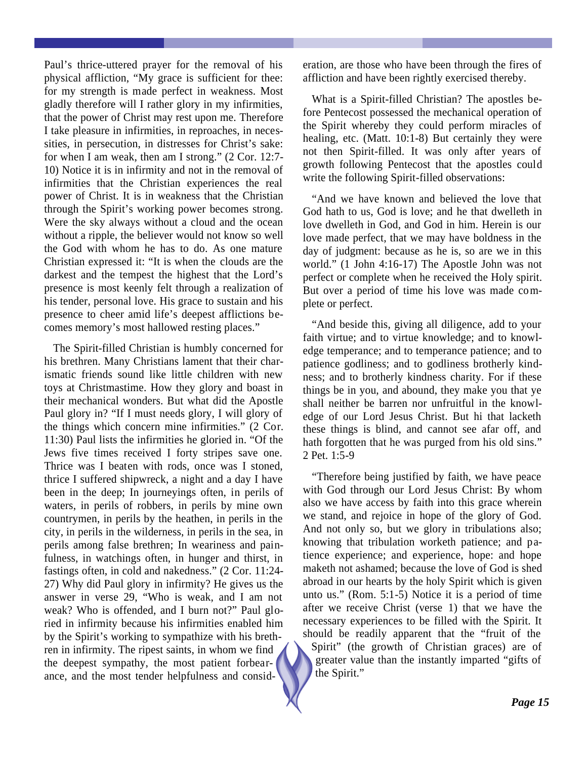Paul's thrice-uttered prayer for the removal of his physical affliction, "My grace is sufficient for thee: for my strength is made perfect in weakness. Most gladly therefore will I rather glory in my infirmities, that the power of Christ may rest upon me. Therefore I take pleasure in infirmities, in reproaches, in necessities, in persecution, in distresses for Christ's sake: for when I am weak, then am I strong." (2 Cor. 12:7-10) Notice it is in infirmity and not in the removal of infirmities that the Christian experiences the real power of Christ. It is in weakness that the Christian through the Spirit's working power becomes strong. Were the sky always without a cloud and the ocean without a ripple, the believer would not know so well the God with whom he has to do. As one mature Christian expressed it: "It is when the clouds are the darkest and the tempest the highest that the Lord's presence is most keenly felt through a realization of his tender, personal love. His grace to sustain and his presence to cheer amid life's deepest afflictions becomes memory's most hallowed resting places."

The Spirit-filled Christian is humbly concerned for his brethren. Many Christians lament that their charismatic friends sound like little children with new toys at Christmastime. How they glory and boast in their mechanical wonders. But what did the Apostle Paul glory in? "If I must needs glory, I will glory of the things which concern mine infirmities." (2 Cor. 11:30) Paul lists the infirmities he gloried in. "Of the Jews five times received I forty stripes save one. Thrice was I beaten with rods, once was I stoned, thrice I suffered shipwreck, a night and a day I have been in the deep; In journeyings often, in perils of waters, in perils of robbers, in perils by mine own countrymen, in perils by the heathen, in perils in the city, in perils in the wilderness, in perils in the sea, in perils among false brethren; In weariness and painfulness, in watchings often, in hunger and thirst, in fastings often, in cold and nakedness." (2 Cor. 11:24-27) Why did Paul glory in infirmity? He gives us the answer in verse 29, "Who is weak, and I am not weak? Who is offended, and I burn not?" Paul gloried in infirmity because his infirmities enabled him by the Spirit's working to sympathize with his brethren in infirmity. The ripest saints, in whom we find the deepest sympathy, the most patient forbearance, and the most tender helpfulness and consideration, are those who have been through the fires of affliction and have been rightly exercised thereby.

What is a Spirit-filled Christian? The apostles before Pentecost possessed the mechanical operation of the Spirit whereby they could perform miracles of healing, etc. (Matt. 10:1-8) But certainly they were not then Spirit-filled. It was only after years of growth following Pentecost that the apostles could write the following Spirit-filled observations:

"And we have known and believed the love that God hath to us, God is love; and he that dwelleth in love dwelleth in God, and God in him. Herein is our love made perfect, that we may have boldness in the day of judgment: because as he is, so are we in this world." (1 John 4:16-17) The Apostle John was not perfect or complete when he received the Holy spirit. But over a period of time his love was made complete or perfect.

"And beside this, giving all diligence, add to your faith virtue; and to virtue knowledge; and to knowledge temperance; and to temperance patience; and to patience godliness; and to godliness brotherly kindness; and to brotherly kindness charity. For if these things be in you, and abound, they make you that ye shall neither be barren nor unfruitful in the knowledge of our Lord Jesus Christ. But hi that lacketh these things is blind, and cannot see afar off, and hath forgotten that he was purged from his old sins." 2 Pet. 1:5-9

"Therefore being justified by faith, we have peace with God through our Lord Jesus Christ: By whom also we have access by faith into this grace wherein we stand, and rejoice in hope of the glory of God. And not only so, but we glory in tribulations also; knowing that tribulation worketh patience; and patience experience; and experience, hope: and hope maketh not ashamed; because the love of God is shed abroad in our hearts by the holy Spirit which is given unto us." (Rom. 5:1-5) Notice it is a period of time after we receive Christ (verse 1) that we have the necessary experiences to be filled with the Spirit. It should be readily apparent that the "fruit of the Spirit" (the growth of Christian graces) are of greater value than the instantly imparted "gifts of the Spirit."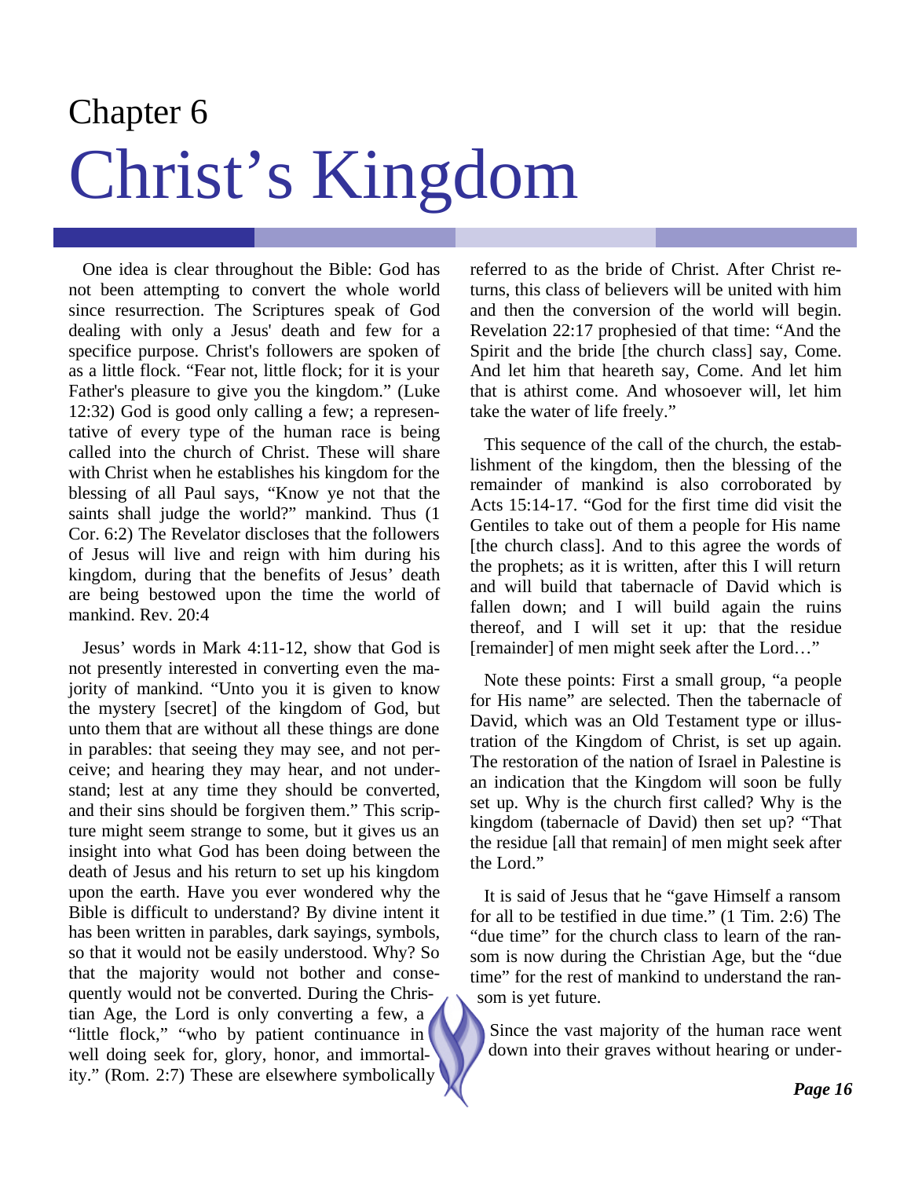# Chapter 6

# Christ's Kingdom

One idea is clear throughout the Bible: God has not been attempting to convert the whole world since resurrection. The Scriptures speak of God dealing with only a Jesus' death and few for a specifice purpose. Christ's followers are spoken of as a little flock. "Fear not, little flock; for it is your Father's pleasure to give you the kingdom." (Luke 12:32) God is good only calling a few; a representative of every type of the human race is being called into the church of Christ. These will share with Christ when he establishes his kingdom for the blessing of all Paul says, "Know ye not that the saints shall judge the world?" mankind. Thus (1 Cor. 6:2) The Revelator discloses that the followers of Jesus will live and reign with him during his kingdom, during that the benefits of Jesus' death are being bestowed upon the time the world of mankind. Rev. 20:4

Jesus' words in Mark 4:11-12, show that God is not presently interested in converting even the majority of mankind. "Unto you it is given to know the mystery [secret] of the kingdom of God, but unto them that are without all these things are done in parables: that seeing they may see, and not perceive; and hearing they may hear, and not understand; lest at any time they should be converted, and their sins should be forgiven them." This scripture might seem strange to some, but it gives us an insight into what God has been doing between the death of Jesus and his return to set up his kingdom upon the earth. Have you ever wondered why the Bible is difficult to understand? By divine intent it has been written in parables, dark sayings, symbols, so that it would not be easily understood. Why? So that the majority would not bother and consequently would not be converted. During the Christian Age, the Lord is only converting a few, a "little flock," "who by patient continuance in well doing seek for, glory, honor, and immortality." (Rom. 2:7) These are elsewhere symbolically referred to as the bride of Christ. After Christ returns, this class of believers will be united with him and then the conversion of the world will begin. Revelation 22:17 prophesied of that time: "And the Spirit and the bride [the church class] say, Come. And let him that heareth say, Come. And let him that is athirst come. And whosoever will, let him take the water of life freely."

This sequence of the call of the church, the establishment of the kingdom, then the blessing of the remainder of mankind is also corroborated by Acts 15:14-17. "God for the first time did visit the Gentiles to take out of them a people for His name [the church class]. And to this agree the words of the prophets; as it is written, after this I will return and will build that tabernacle of David which is fallen down; and I will build again the ruins thereof, and I will set it up: that the residue [remainder] of men might seek after the Lord…"

Note these points: First a small group, "a people for His name" are selected. Then the tabernacle of David, which was an Old Testament type or illustration of the Kingdom of Christ, is set up again. The restoration of the nation of Israel in Palestine is an indication that the Kingdom will soon be fully set up. Why is the church first called? Why is the kingdom (tabernacle of David) then set up? "That the residue [all that remain] of men might seek after the Lord."

It is said of Jesus that he "gave Himself a ransom for all to be testified in due time." (1 Tim. 2:6) The "due time" for the church class to learn of the ransom is now during the Christian Age, but the "due time" for the rest of mankind to understand the ransom is yet future.

Since the vast majority of the human race went down into their graves without hearing or under-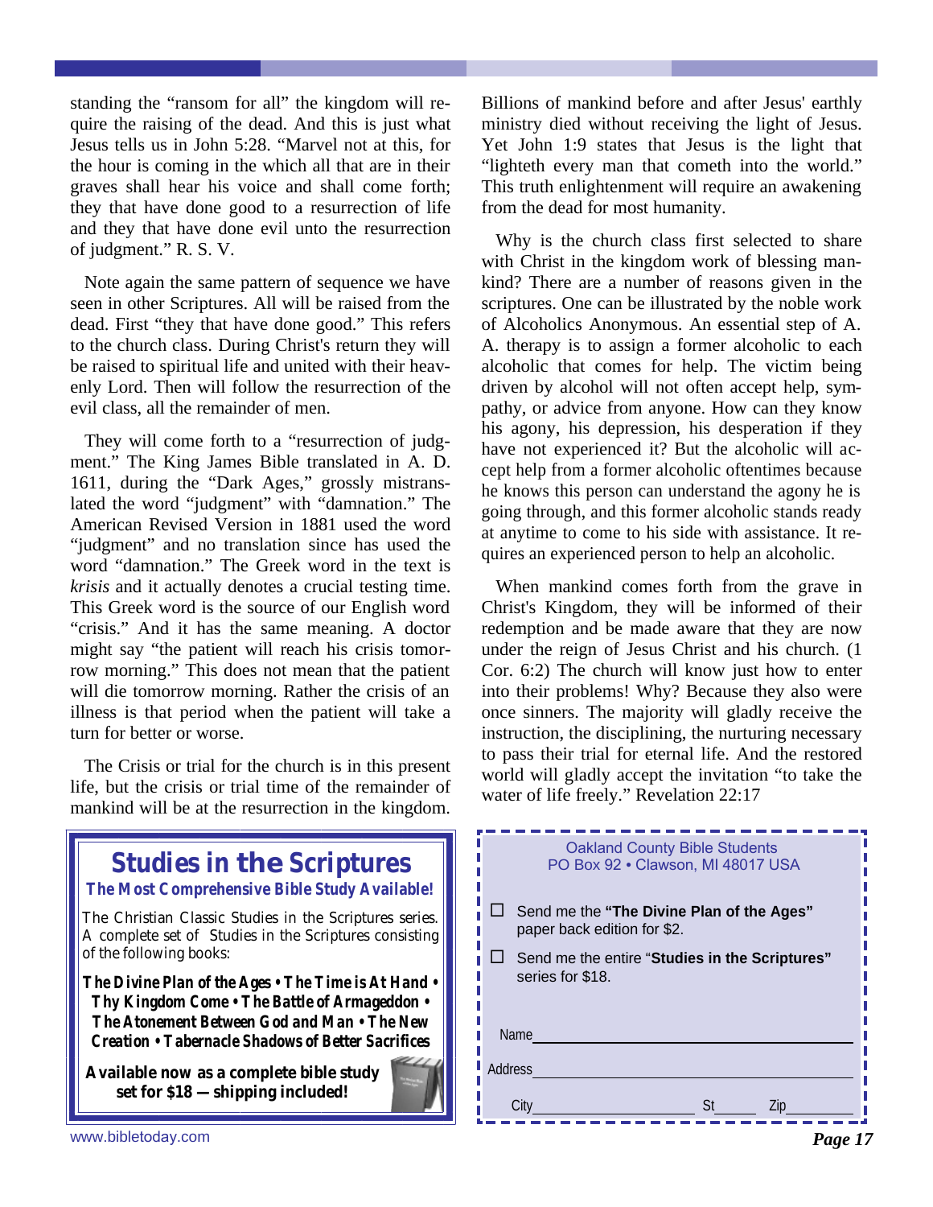standing the "ransom for all" the kingdom will require the raising of the dead. And this is just what Jesus tells us in John 5:28. "Marvel not at this, for the hour is coming in the which all that are in their graves shall hear his voice and shall come forth; they that have done good to a resurrection of life and they that have done evil unto the resurrection of judgment." R. S. V.

Note again the same pattern of sequence we have seen in other Scriptures. All will be raised from the dead. First "they that have done good." This refers to the church class. During Christ's return they will be raised to spiritual life and united with their heavenly Lord. Then will follow the resurrection of the evil class, all the remainder of men.

They will come forth to a "resurrection of judgment." The King James Bible translated in A. D. 1611, during the "Dark Ages," grossly mistranslated the word "judgment" with "damnation." The American Revised Version in 1881 used the word "judgment" and no translation since has used the word "damnation." The Greek word in the text is *krisis* and it actually denotes a crucial testing time. This Greek word is the source of our English word "crisis." And it has the same meaning. A doctor might say "the patient will reach his crisis tomorrow morning." This does not mean that the patient will die tomorrow morning. Rather the crisis of an illness is that period when the patient will take a turn for better or worse.

The Crisis or trial for the church is in this present life, but the crisis or trial time of the remainder of mankind will be at the resurrection in the kingdom. Billions of mankind before and after Jesus' earthly ministry died without receiving the light of Jesus. Yet John 1:9 states that Jesus is the light that "lighteth every man that cometh into the world." This truth enlightenment will require an awakening from the dead for most humanity.

Why is the church class first selected to share with Christ in the kingdom work of blessing mankind? There are a number of reasons given in the scriptures. One can be illustrated by the noble work of Alcoholics Anonymous. An essential step of A. A. therapy is to assign a former alcoholic to each alcoholic that comes for help. The victim being driven by alcohol will not often accept help, sympathy, or advice from anyone. How can they know his agony, his depression, his desperation if they have not experienced it? But the alcoholic will accept help from a former alcoholic oftentimes because he knows this person can understand the agony he is going through, and this former alcoholic stands ready at anytime to come to his side with assistance. It requires an experienced person to help an alcoholic.

When mankind comes forth from the grave in Christ's Kingdom, they will be informed of their redemption and be made aware that they are now under the reign of Jesus Christ and his church. (1 Cor. 6:2) The church will know just how to enter into their problems! Why? Because they also were once sinners. The majority will gladly receive the instruction, the disciplining, the nurturing necessary to pass their trial for eternal life. And the restored world will gladly accept the invitation "to take the water of life freely." Revelation 22:17

## Studies in the Scriptures

**The Most Comprehensive Bible Study Available!**

The Christian Classic Studies in the Scriptures series. A complete set of Studies in the Scriptures consisting of the following books:

**The Divine Plan of the Ages • The Time is At Hand • Thy Kingdom Come • The Battle of Armageddon • The Atonement Between God and Man • The New Creation • Tabernacle Shadows of Better Sacrifices**

**Available now as a complete bible study set for $18 — shipping included!**

Oakland County Bible Students
PO Box 92 • Clawson, MI 48017 USA

☐ Send me the **"The Divine Plan of the Ages"** paper back edition for $2.

☐ Send me the entire "**Studies in the Scriptures"** series for $18.

Name ____________________

Address ____________________

City ____________ St ______ Zip ______

www.bibletoday.com